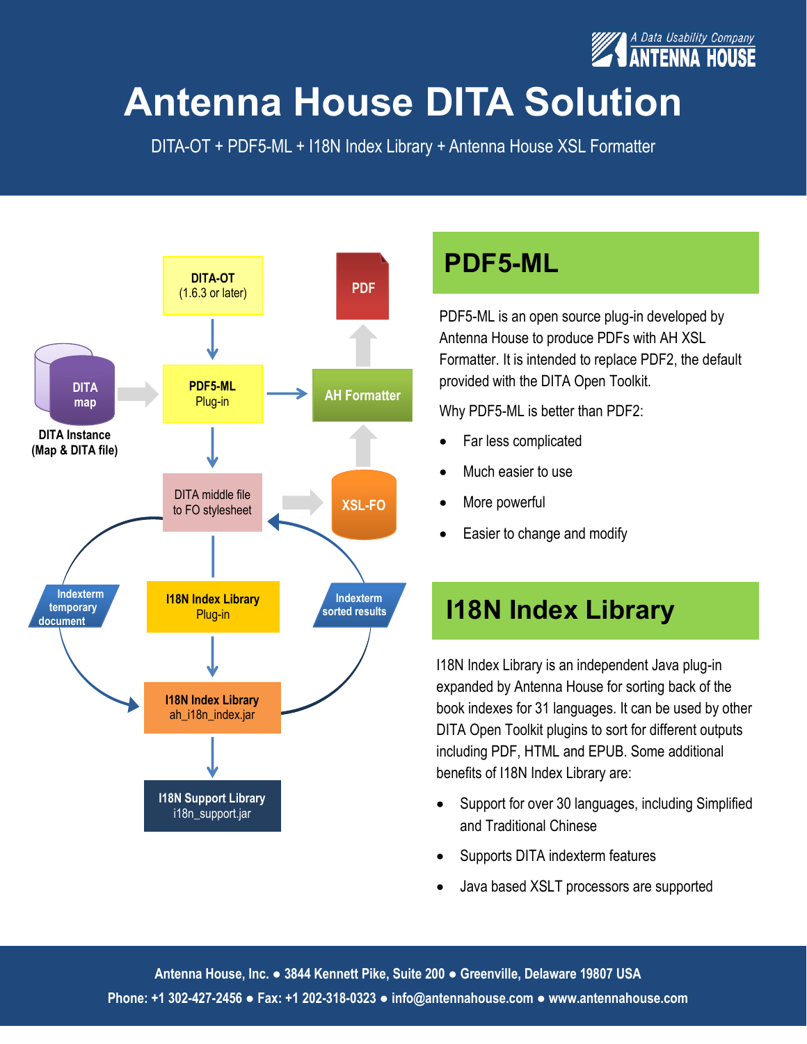A Data Usability Company
ANTENNA HOUSE

# Antenna House DITA Solution

DITA-OT + PDF5-ML + I18N Index Library + Antenna House XSL Formatter

DITA-OT (1.6.3 or later)

DITA map

DITA Instance (Map & DITA file)

PDF5-ML Plug-in

AH Formatter

PDF

DITA middle file to FO stylesheet

XSL-FO

Indexterm temporary document

I18N Index Library Plug-in

Indexterm sorted results

I18N Index Library ah_i18n_index.jar

I18N Support Library i18n_support.jar

## PDF5-ML

PDF5-ML is an open source plug-in developed by Antenna House to produce PDFs with AH XSL Formatter. It is intended to replace PDF2, the default provided with the DITA Open Toolkit.

Why PDF5-ML is better than PDF2:

- Far less complicated
- Much easier to use
- More powerful
- Easier to change and modify

## I18N Index Library

I18N Index Library is an independent Java plug-in expanded by Antenna House for sorting back of the book indexes for 31 languages. It can be used by other DITA Open Toolkit plugins to sort for different outputs including PDF, HTML and EPUB. Some additional benefits of I18N Index Library are:

- Support for over 30 languages, including Simplified and Traditional Chinese
- Supports DITA indexterm features
- Java based XSLT processors are supported

**Antenna House, Inc. ● 3844 Kennett Pike, Suite 200 ● Greenville, Delaware 19807 USA**

**Phone: +1 302-427-2456 ● Fax: +1 202-318-0323 ● info@antennahouse.com ● www.antennahouse.com**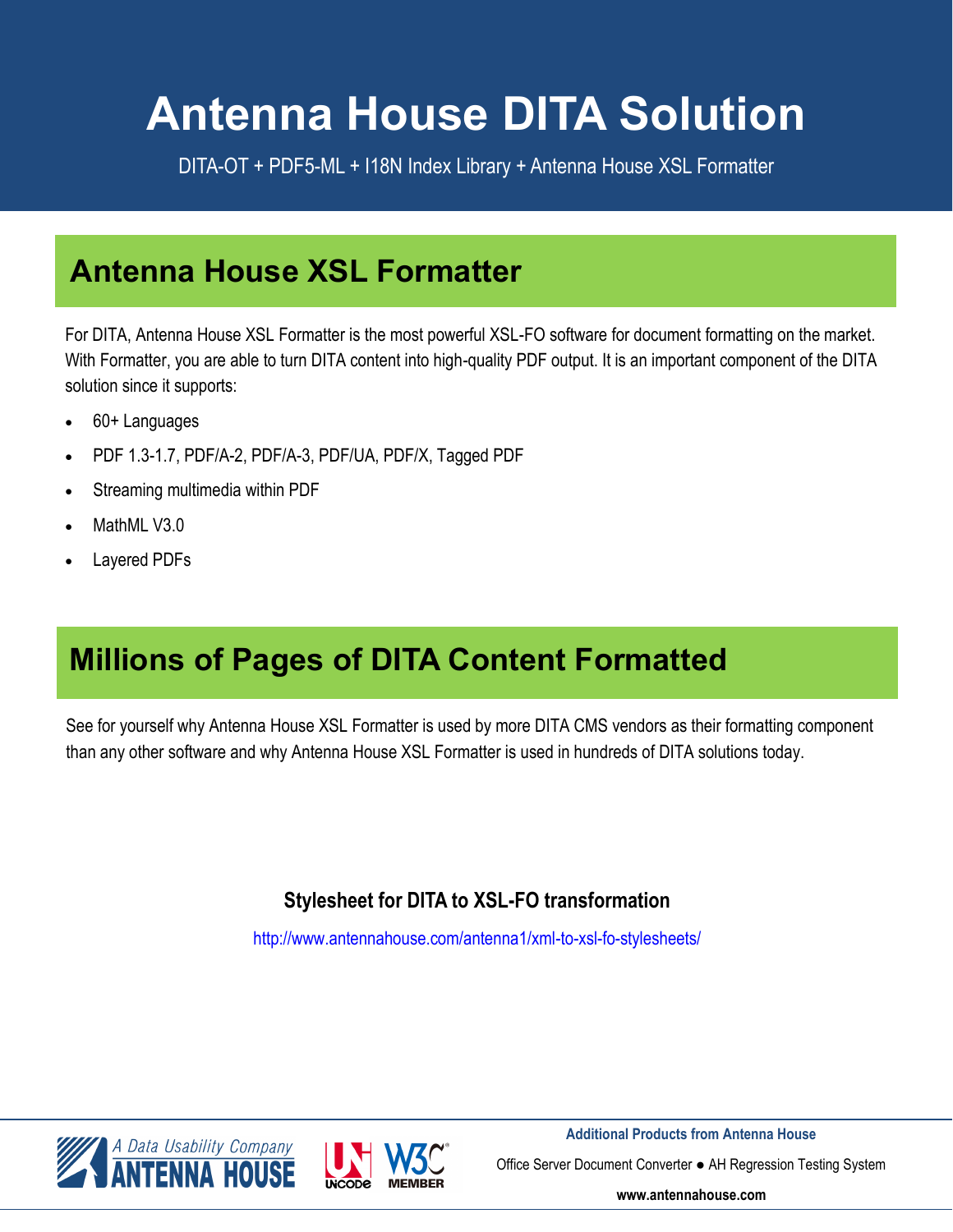# Antenna House DITA Solution

DITA-OT + PDF5-ML + I18N Index Library + Antenna House XSL Formatter

## Antenna House XSL Formatter

For DITA, Antenna House XSL Formatter is the most powerful XSL-FO software for document formatting on the market. With Formatter, you are able to turn DITA content into high-quality PDF output. It is an important component of the DITA solution since it supports:

- 60+ Languages
- PDF 1.3-1.7, PDF/A-2, PDF/A-3, PDF/UA, PDF/X, Tagged PDF
- Streaming multimedia within PDF
- MathML V3.0
- Layered PDFs

## Millions of Pages of DITA Content Formatted

See for yourself why Antenna House XSL Formatter is used by more DITA CMS vendors as their formatting component than any other software and why Antenna House XSL Formatter is used in hundreds of DITA solutions today.

**Stylesheet for DITA to XSL-FO transformation**

http://www.antennahouse.com/antenna1/xml-to-xsl-fo-stylesheets/

A Data Usability Company
ANTENNA HOUSE

UNICODE W3C MEMBER

**Additional Products from Antenna House**

Office Server Document Converter ● AH Regression Testing System

**www.antennahouse.com**